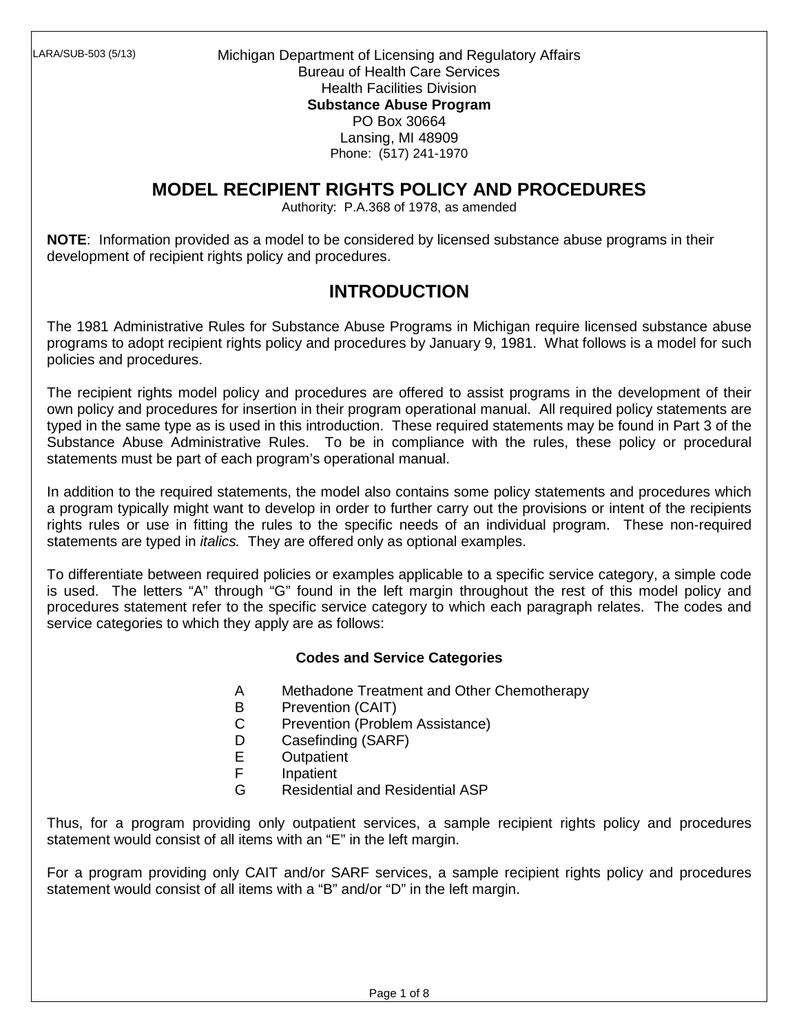LARA/SUB-503 (5/13)

Michigan Department of Licensing and Regulatory Affairs
Bureau of Health Care Services
Health Facilities Division
**Substance Abuse Program**
PO Box 30664
Lansing, MI 48909
Phone: (517) 241-1970

# MODEL RECIPIENT RIGHTS POLICY AND PROCEDURES

Authority: P.A.368 of 1978, as amended

**NOTE**: Information provided as a model to be considered by licensed substance abuse programs in their development of recipient rights policy and procedures.

## INTRODUCTION

The 1981 Administrative Rules for Substance Abuse Programs in Michigan require licensed substance abuse programs to adopt recipient rights policy and procedures by January 9, 1981. What follows is a model for such policies and procedures.

The recipient rights model policy and procedures are offered to assist programs in the development of their own policy and procedures for insertion in their program operational manual. All required policy statements are typed in the same type as is used in this introduction. These required statements may be found in Part 3 of the Substance Abuse Administrative Rules. To be in compliance with the rules, these policy or procedural statements must be part of each program's operational manual.

In addition to the required statements, the model also contains some policy statements and procedures which a program typically might want to develop in order to further carry out the provisions or intent of the recipients rights rules or use in fitting the rules to the specific needs of an individual program. These non-required statements are typed in *italics.* They are offered only as optional examples.

To differentiate between required policies or examples applicable to a specific service category, a simple code is used. The letters "A" through "G" found in the left margin throughout the rest of this model policy and procedures statement refer to the specific service category to which each paragraph relates. The codes and service categories to which they apply are as follows:

**Codes and Service Categories**

- A Methadone Treatment and Other Chemotherapy
- B Prevention (CAIT)
- C Prevention (Problem Assistance)
- D Casefinding (SARF)
- E Outpatient
- F Inpatient
- G Residential and Residential ASP

Thus, for a program providing only outpatient services, a sample recipient rights policy and procedures statement would consist of all items with an "E" in the left margin.

For a program providing only CAIT and/or SARF services, a sample recipient rights policy and procedures statement would consist of all items with a "B" and/or "D" in the left margin.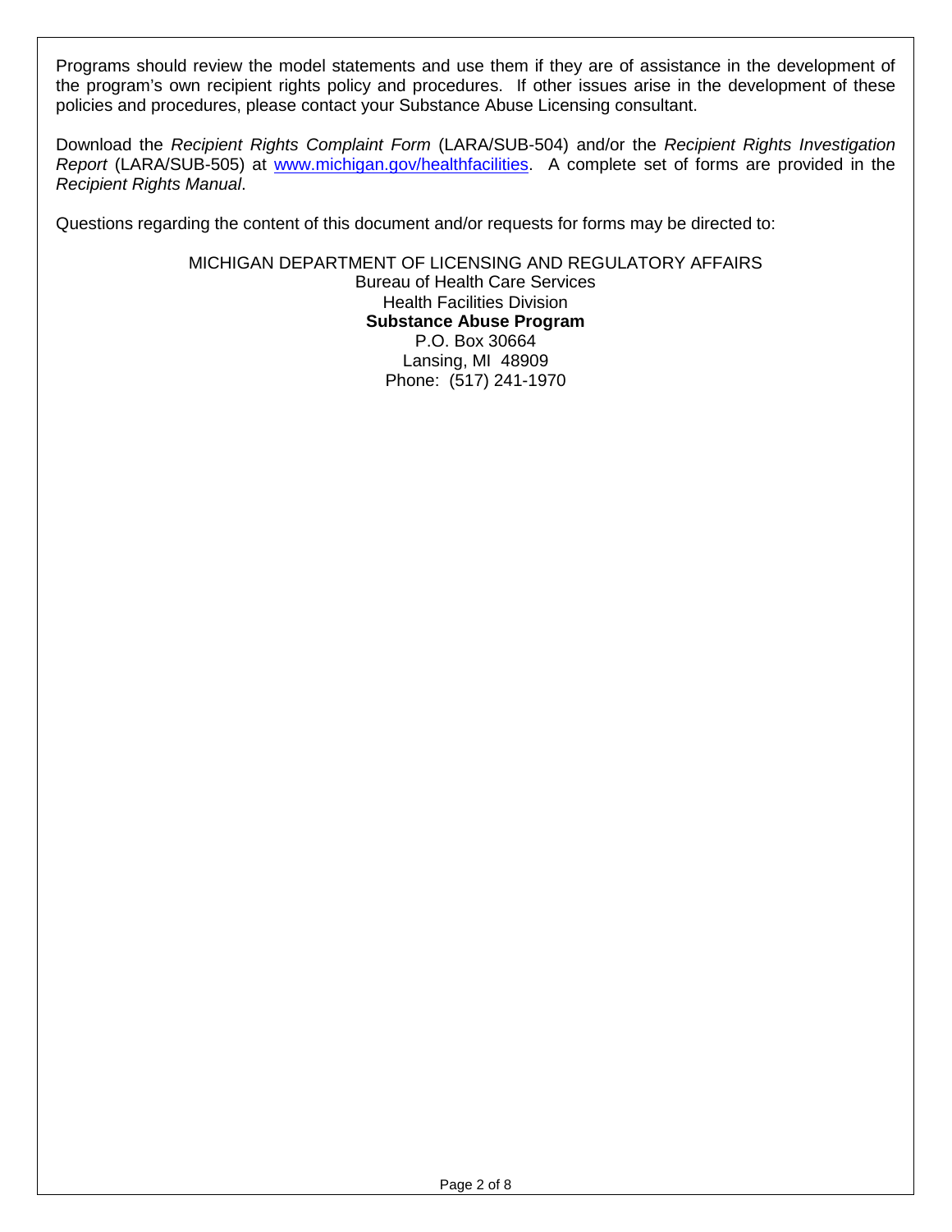Programs should review the model statements and use them if they are of assistance in the development of the program's own recipient rights policy and procedures. If other issues arise in the development of these policies and procedures, please contact your Substance Abuse Licensing consultant.

Download the *Recipient Rights Complaint Form* (LARA/SUB-504) and/or the *Recipient Rights Investigation Report* (LARA/SUB-505) at [www.michigan.gov/healthfacilities](www.michigan.gov/healthfacilities). A complete set of forms are provided in the *Recipient Rights Manual*.

Questions regarding the content of this document and/or requests for forms may be directed to:

MICHIGAN DEPARTMENT OF LICENSING AND REGULATORY AFFAIRS
Bureau of Health Care Services
Health Facilities Division
**Substance Abuse Program**
P.O. Box 30664
Lansing, MI 48909
Phone: (517) 241-1970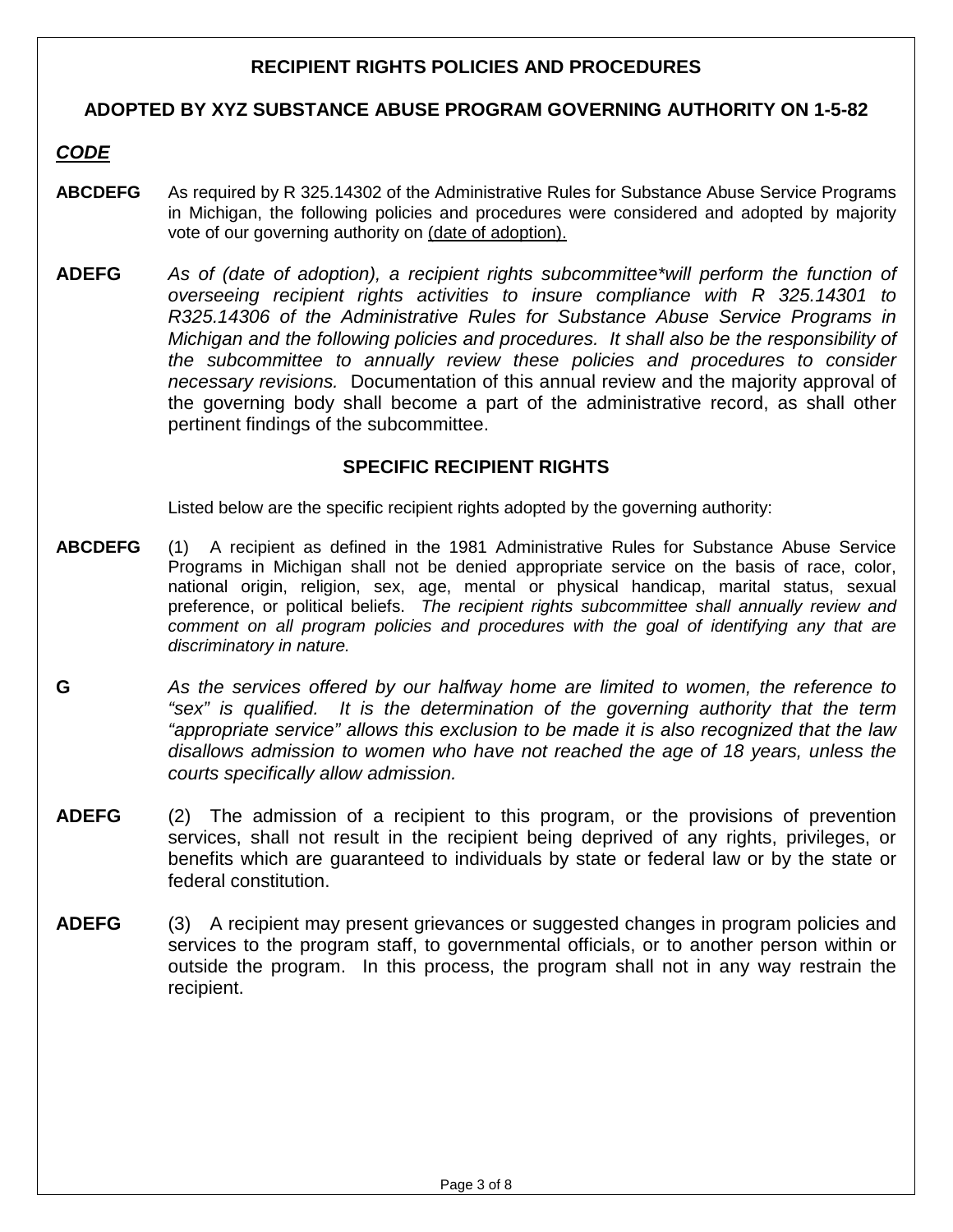**RECIPIENT RIGHTS POLICIES AND PROCEDURES**

**ADOPTED BY XYZ SUBSTANCE ABUSE PROGRAM GOVERNING AUTHORITY ON 1-5-82**

***CODE***

**ABCDEFG** As required by R 325.14302 of the Administrative Rules for Substance Abuse Service Programs in Michigan, the following policies and procedures were considered and adopted by majority vote of our governing authority on (date of adoption).

**ADEFG** *As of (date of adoption), a recipient rights subcommittee*\*will perform the function of overseeing recipient rights activities to insure compliance with R 325.14301 to R325.14306 of the Administrative Rules for Substance Abuse Service Programs in Michigan and the following policies and procedures. It shall also be the responsibility of the subcommittee to annually review these policies and procedures to consider necessary revisions.* Documentation of this annual review and the majority approval of the governing body shall become a part of the administrative record, as shall other pertinent findings of the subcommittee.

**SPECIFIC RECIPIENT RIGHTS**

Listed below are the specific recipient rights adopted by the governing authority:

**ABCDEFG** (1) A recipient as defined in the 1981 Administrative Rules for Substance Abuse Service Programs in Michigan shall not be denied appropriate service on the basis of race, color, national origin, religion, sex, age, mental or physical handicap, marital status, sexual preference, or political beliefs. *The recipient rights subcommittee shall annually review and comment on all program policies and procedures with the goal of identifying any that are discriminatory in nature.*

**G** *As the services offered by our halfway home are limited to women, the reference to "sex" is qualified. It is the determination of the governing authority that the term "appropriate service" allows this exclusion to be made it is also recognized that the law disallows admission to women who have not reached the age of 18 years, unless the courts specifically allow admission.*

**ADEFG** (2) The admission of a recipient to this program, or the provisions of prevention services, shall not result in the recipient being deprived of any rights, privileges, or benefits which are guaranteed to individuals by state or federal law or by the state or federal constitution.

**ADEFG** (3) A recipient may present grievances or suggested changes in program policies and services to the program staff, to governmental officials, or to another person within or outside the program. In this process, the program shall not in any way restrain the recipient.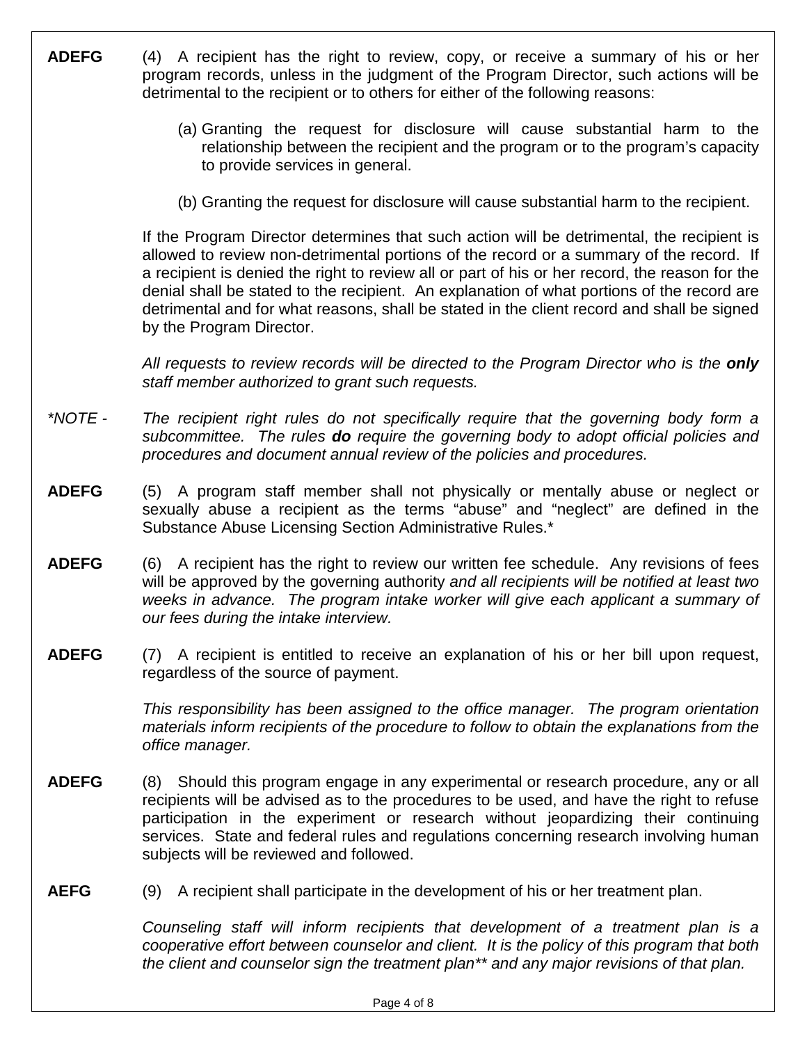**ADEFG** (4) A recipient has the right to review, copy, or receive a summary of his or her program records, unless in the judgment of the Program Director, such actions will be detrimental to the recipient or to others for either of the following reasons:

(a) Granting the request for disclosure will cause substantial harm to the relationship between the recipient and the program or to the program's capacity to provide services in general.

(b) Granting the request for disclosure will cause substantial harm to the recipient.

If the Program Director determines that such action will be detrimental, the recipient is allowed to review non-detrimental portions of the record or a summary of the record. If a recipient is denied the right to review all or part of his or her record, the reason for the denial shall be stated to the recipient. An explanation of what portions of the record are detrimental and for what reasons, shall be stated in the client record and shall be signed by the Program Director.

*All requests to review records will be directed to the Program Director who is the **only** staff member authorized to grant such requests.*

*\*NOTE - The recipient right rules do not specifically require that the governing body form a subcommittee. The rules **do** require the governing body to adopt official policies and procedures and document annual review of the policies and procedures.*

**ADEFG** (5) A program staff member shall not physically or mentally abuse or neglect or sexually abuse a recipient as the terms "abuse" and "neglect" are defined in the Substance Abuse Licensing Section Administrative Rules.*

**ADEFG** (6) A recipient has the right to review our written fee schedule. Any revisions of fees will be approved by the governing authority *and all recipients will be notified at least two weeks in advance. The program intake worker will give each applicant a summary of our fees during the intake interview.*

**ADEFG** (7) A recipient is entitled to receive an explanation of his or her bill upon request, regardless of the source of payment.

*This responsibility has been assigned to the office manager. The program orientation materials inform recipients of the procedure to follow to obtain the explanations from the office manager.*

**ADEFG** (8) Should this program engage in any experimental or research procedure, any or all recipients will be advised as to the procedures to be used, and have the right to refuse participation in the experiment or research without jeopardizing their continuing services. State and federal rules and regulations concerning research involving human subjects will be reviewed and followed.

**AEFG** (9) A recipient shall participate in the development of his or her treatment plan.

*Counseling staff will inform recipients that development of a treatment plan is a cooperative effort between counselor and client. It is the policy of this program that both the client and counselor sign the treatment plan** and any major revisions of that plan.*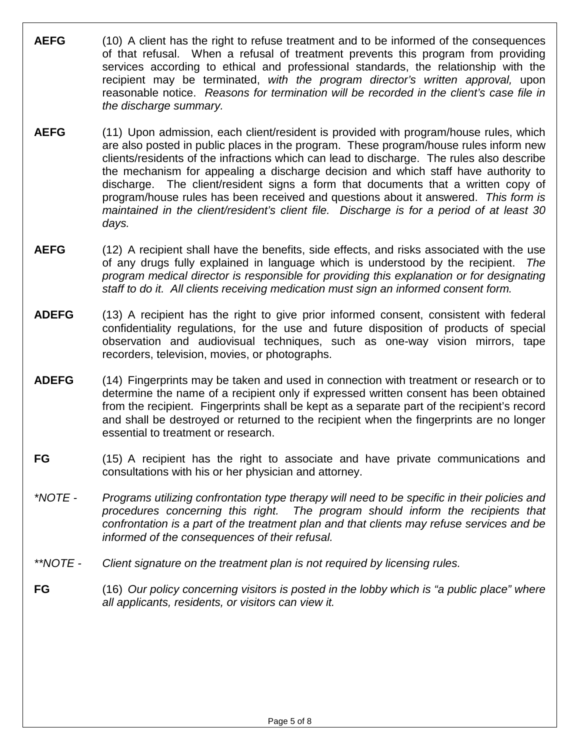**AEFG** (10) A client has the right to refuse treatment and to be informed of the consequences of that refusal. When a refusal of treatment prevents this program from providing services according to ethical and professional standards, the relationship with the recipient may be terminated, *with the program director's written approval,* upon reasonable notice. *Reasons for termination will be recorded in the client's case file in the discharge summary.*

**AEFG** (11) Upon admission, each client/resident is provided with program/house rules, which are also posted in public places in the program. These program/house rules inform new clients/residents of the infractions which can lead to discharge. The rules also describe the mechanism for appealing a discharge decision and which staff have authority to discharge. The client/resident signs a form that documents that a written copy of program/house rules has been received and questions about it answered. *This form is maintained in the client/resident's client file. Discharge is for a period of at least 30 days.*

**AEFG** (12) A recipient shall have the benefits, side effects, and risks associated with the use of any drugs fully explained in language which is understood by the recipient. *The program medical director is responsible for providing this explanation or for designating staff to do it. All clients receiving medication must sign an informed consent form.*

**ADEFG** (13) A recipient has the right to give prior informed consent, consistent with federal confidentiality regulations, for the use and future disposition of products of special observation and audiovisual techniques, such as one-way vision mirrors, tape recorders, television, movies, or photographs.

**ADEFG** (14) Fingerprints may be taken and used in connection with treatment or research or to determine the name of a recipient only if expressed written consent has been obtained from the recipient. Fingerprints shall be kept as a separate part of the recipient's record and shall be destroyed or returned to the recipient when the fingerprints are no longer essential to treatment or research.

**FG** (15) A recipient has the right to associate and have private communications and consultations with his or her physician and attorney.

*\*NOTE - Programs utilizing confrontation type therapy will need to be specific in their policies and procedures concerning this right. The program should inform the recipients that confrontation is a part of the treatment plan and that clients may refuse services and be informed of the consequences of their refusal.*

*\*\*NOTE - Client signature on the treatment plan is not required by licensing rules.*

**FG** (16) *Our policy concerning visitors is posted in the lobby which is "a public place" where all applicants, residents, or visitors can view it.*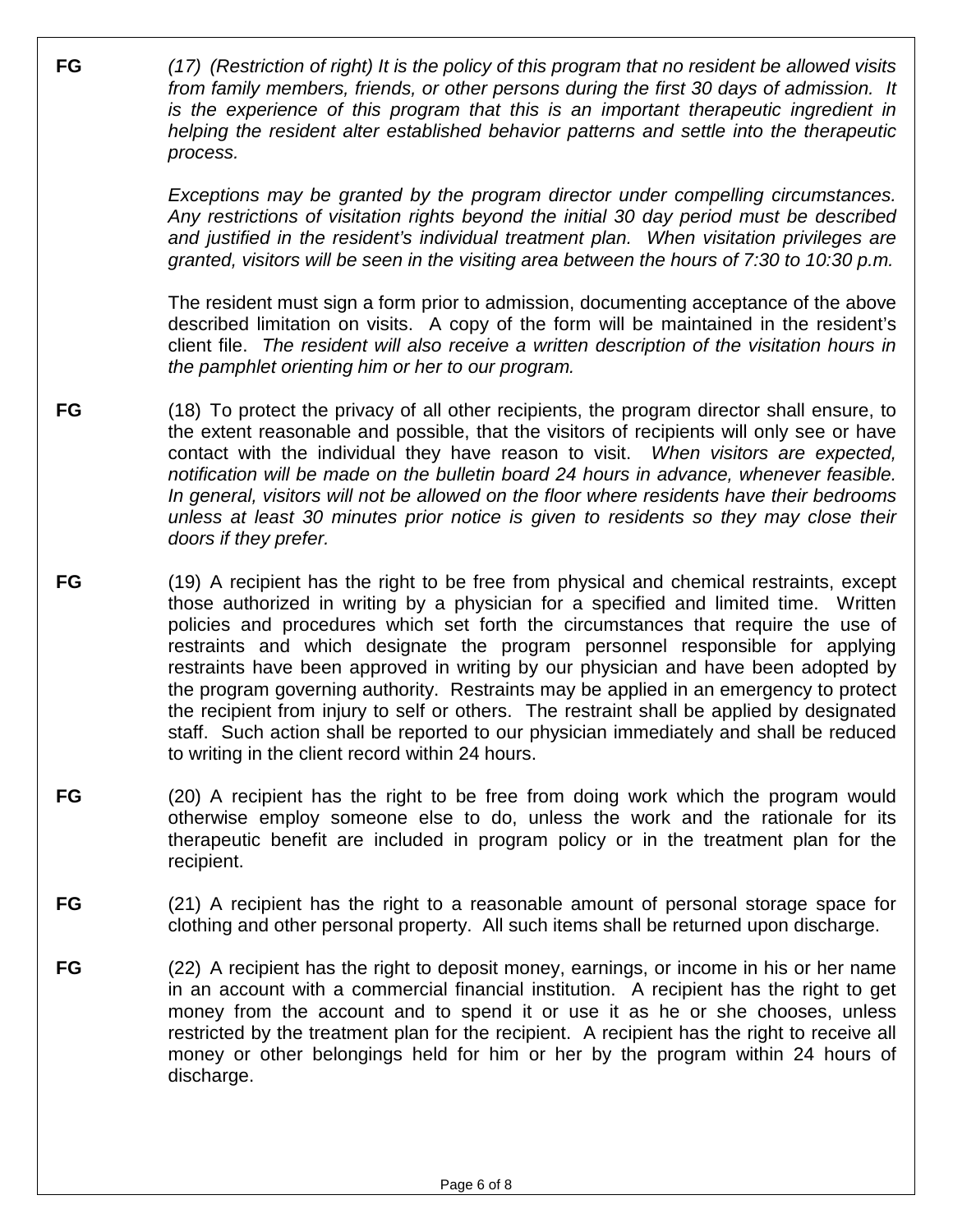**FG** *(17) (Restriction of right) It is the policy of this program that no resident be allowed visits from family members, friends, or other persons during the first 30 days of admission. It is the experience of this program that this is an important therapeutic ingredient in helping the resident alter established behavior patterns and settle into the therapeutic process.*

*Exceptions may be granted by the program director under compelling circumstances. Any restrictions of visitation rights beyond the initial 30 day period must be described and justified in the resident's individual treatment plan. When visitation privileges are granted, visitors will be seen in the visiting area between the hours of 7:30 to 10:30 p.m.*

The resident must sign a form prior to admission, documenting acceptance of the above described limitation on visits. A copy of the form will be maintained in the resident's client file. *The resident will also receive a written description of the visitation hours in the pamphlet orienting him or her to our program.*

**FG** (18) To protect the privacy of all other recipients, the program director shall ensure, to the extent reasonable and possible, that the visitors of recipients will only see or have contact with the individual they have reason to visit. *When visitors are expected, notification will be made on the bulletin board 24 hours in advance, whenever feasible. In general, visitors will not be allowed on the floor where residents have their bedrooms unless at least 30 minutes prior notice is given to residents so they may close their doors if they prefer.*

**FG** (19) A recipient has the right to be free from physical and chemical restraints, except those authorized in writing by a physician for a specified and limited time. Written policies and procedures which set forth the circumstances that require the use of restraints and which designate the program personnel responsible for applying restraints have been approved in writing by our physician and have been adopted by the program governing authority. Restraints may be applied in an emergency to protect the recipient from injury to self or others. The restraint shall be applied by designated staff. Such action shall be reported to our physician immediately and shall be reduced to writing in the client record within 24 hours.

**FG** (20) A recipient has the right to be free from doing work which the program would otherwise employ someone else to do, unless the work and the rationale for its therapeutic benefit are included in program policy or in the treatment plan for the recipient.

**FG** (21) A recipient has the right to a reasonable amount of personal storage space for clothing and other personal property. All such items shall be returned upon discharge.

**FG** (22) A recipient has the right to deposit money, earnings, or income in his or her name in an account with a commercial financial institution. A recipient has the right to get money from the account and to spend it or use it as he or she chooses, unless restricted by the treatment plan for the recipient. A recipient has the right to receive all money or other belongings held for him or her by the program within 24 hours of discharge.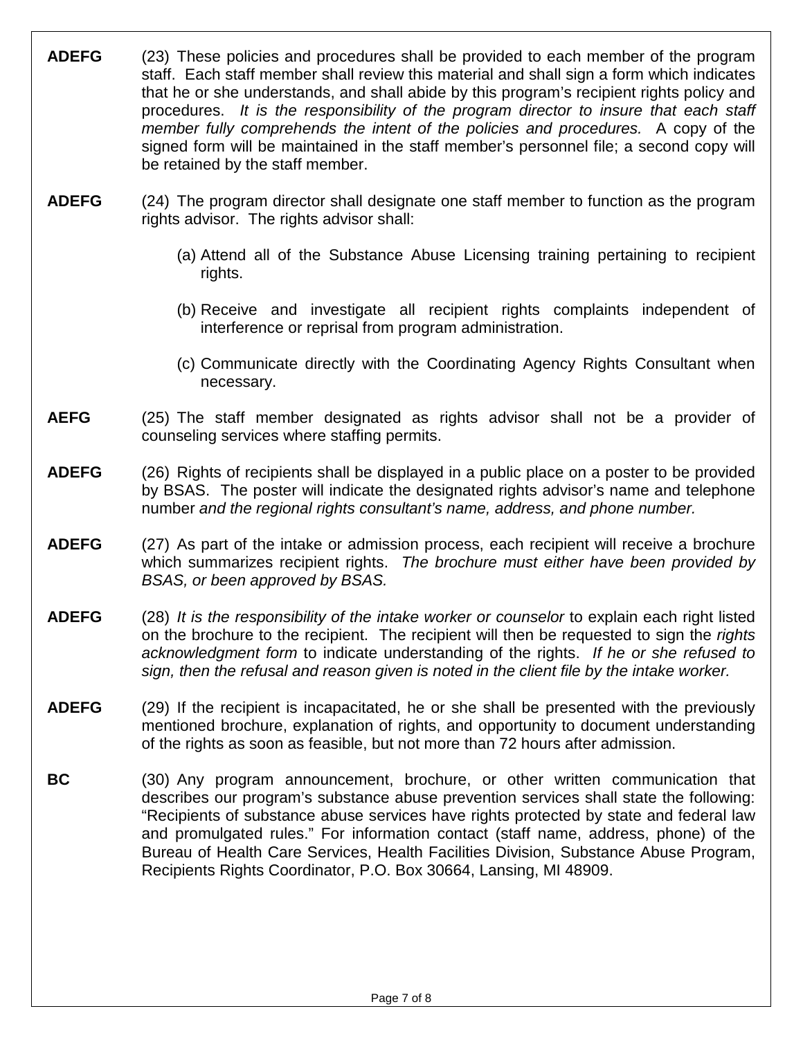**ADEFG** (23) These policies and procedures shall be provided to each member of the program staff. Each staff member shall review this material and shall sign a form which indicates that he or she understands, and shall abide by this program's recipient rights policy and procedures. *It is the responsibility of the program director to insure that each staff member fully comprehends the intent of the policies and procedures.* A copy of the signed form will be maintained in the staff member's personnel file; a second copy will be retained by the staff member.

**ADEFG** (24) The program director shall designate one staff member to function as the program rights advisor. The rights advisor shall:

(a) Attend all of the Substance Abuse Licensing training pertaining to recipient rights.

(b) Receive and investigate all recipient rights complaints independent of interference or reprisal from program administration.

(c) Communicate directly with the Coordinating Agency Rights Consultant when necessary.

**AEFG** (25) The staff member designated as rights advisor shall not be a provider of counseling services where staffing permits.

**ADEFG** (26) Rights of recipients shall be displayed in a public place on a poster to be provided by BSAS. The poster will indicate the designated rights advisor's name and telephone number *and the regional rights consultant's name, address, and phone number.*

**ADEFG** (27) As part of the intake or admission process, each recipient will receive a brochure which summarizes recipient rights. *The brochure must either have been provided by BSAS, or been approved by BSAS.*

**ADEFG** (28) *It is the responsibility of the intake worker or counselor* to explain each right listed on the brochure to the recipient. The recipient will then be requested to sign the *rights acknowledgment form* to indicate understanding of the rights. *If he or she refused to sign, then the refusal and reason given is noted in the client file by the intake worker.*

**ADEFG** (29) If the recipient is incapacitated, he or she shall be presented with the previously mentioned brochure, explanation of rights, and opportunity to document understanding of the rights as soon as feasible, but not more than 72 hours after admission.

**BC** (30) Any program announcement, brochure, or other written communication that describes our program's substance abuse prevention services shall state the following: "Recipients of substance abuse services have rights protected by state and federal law and promulgated rules." For information contact (staff name, address, phone) of the Bureau of Health Care Services, Health Facilities Division, Substance Abuse Program, Recipients Rights Coordinator, P.O. Box 30664, Lansing, MI 48909.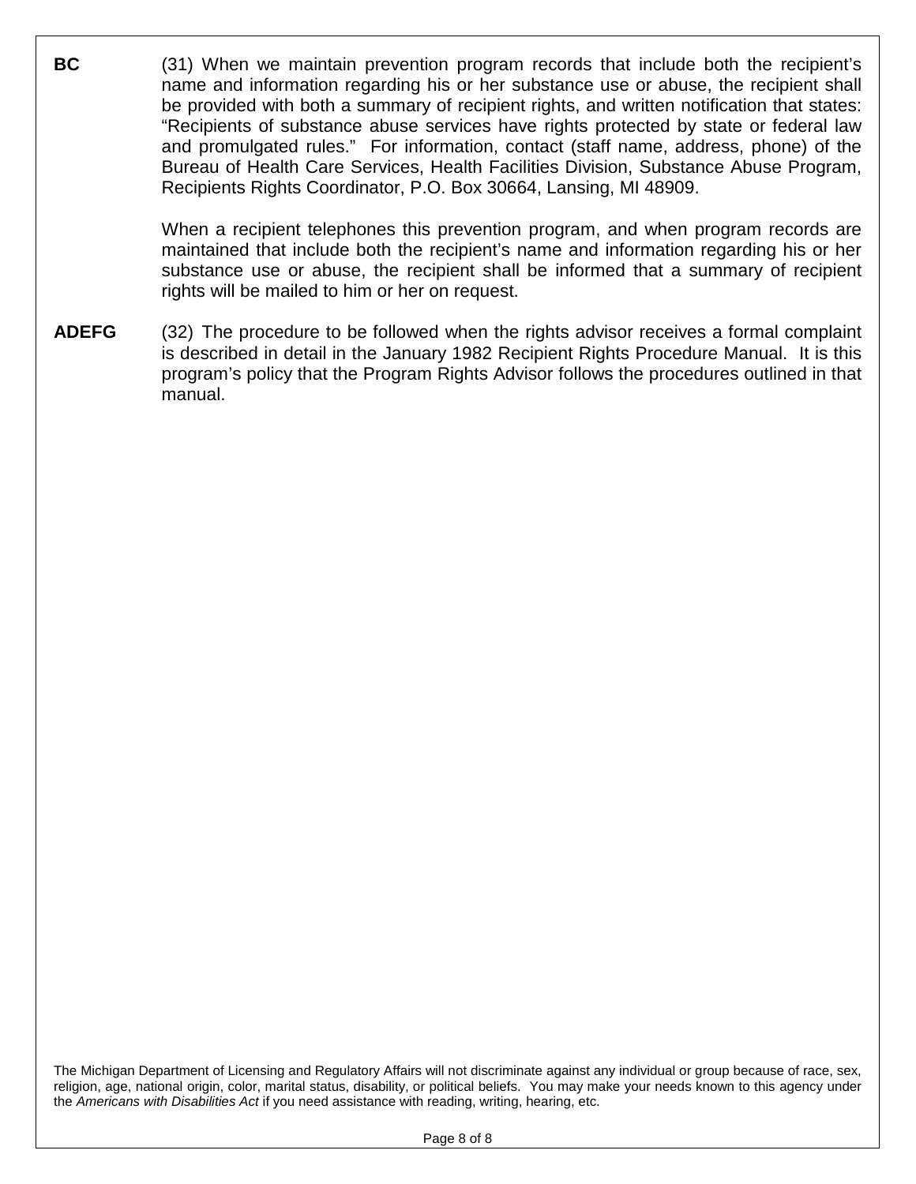**BC** (31) When we maintain prevention program records that include both the recipient's name and information regarding his or her substance use or abuse, the recipient shall be provided with both a summary of recipient rights, and written notification that states: "Recipients of substance abuse services have rights protected by state or federal law and promulgated rules." For information, contact (staff name, address, phone) of the Bureau of Health Care Services, Health Facilities Division, Substance Abuse Program, Recipients Rights Coordinator, P.O. Box 30664, Lansing, MI 48909.

When a recipient telephones this prevention program, and when program records are maintained that include both the recipient's name and information regarding his or her substance use or abuse, the recipient shall be informed that a summary of recipient rights will be mailed to him or her on request.

**ADEFG** (32) The procedure to be followed when the rights advisor receives a formal complaint is described in detail in the January 1982 Recipient Rights Procedure Manual. It is this program's policy that the Program Rights Advisor follows the procedures outlined in that manual.

The Michigan Department of Licensing and Regulatory Affairs will not discriminate against any individual or group because of race, sex, religion, age, national origin, color, marital status, disability, or political beliefs. You may make your needs known to this agency under the *Americans with Disabilities Act* if you need assistance with reading, writing, hearing, etc.